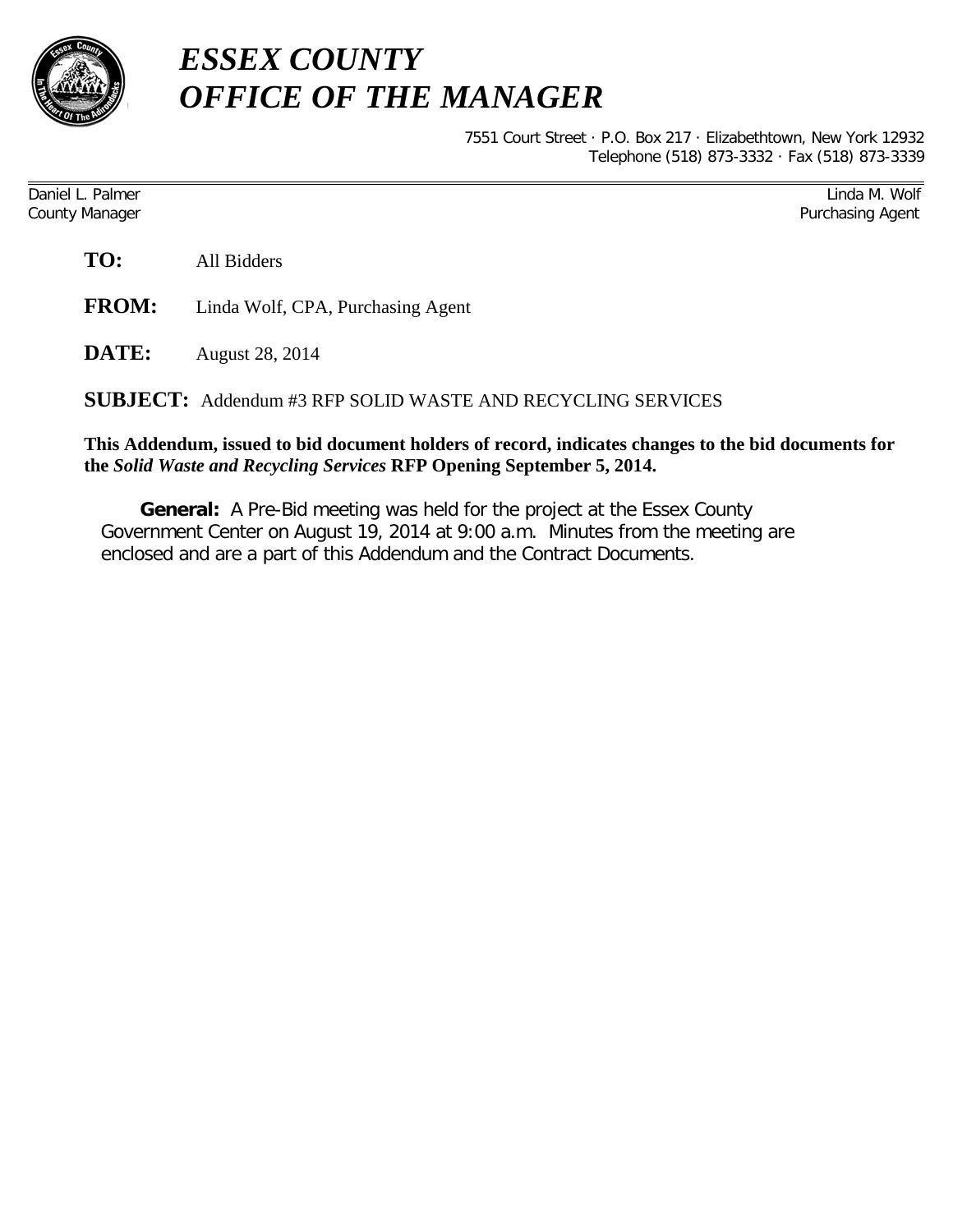# *ESSEX COUNTY*
# *OFFICE OF THE MANAGER*

7551 Court Street · P.O. Box 217 · Elizabethtown, New York 12932
Telephone (518) 873-3332 · Fax (518) 873-3339

Daniel L. Palmer
County Manager

Linda M. Wolf
Purchasing Agent

**TO:** All Bidders

**FROM:** Linda Wolf, CPA, Purchasing Agent

**DATE:** August 28, 2014

**SUBJECT:** Addendum #3 RFP SOLID WASTE AND RECYCLING SERVICES

**This Addendum, issued to bid document holders of record, indicates changes to the bid documents for the *Solid Waste and Recycling Services* RFP Opening September 5, 2014.**

**General:** A Pre-Bid meeting was held for the project at the Essex County Government Center on August 19, 2014 at 9:00 a.m. Minutes from the meeting are enclosed and are a part of this Addendum and the Contract Documents.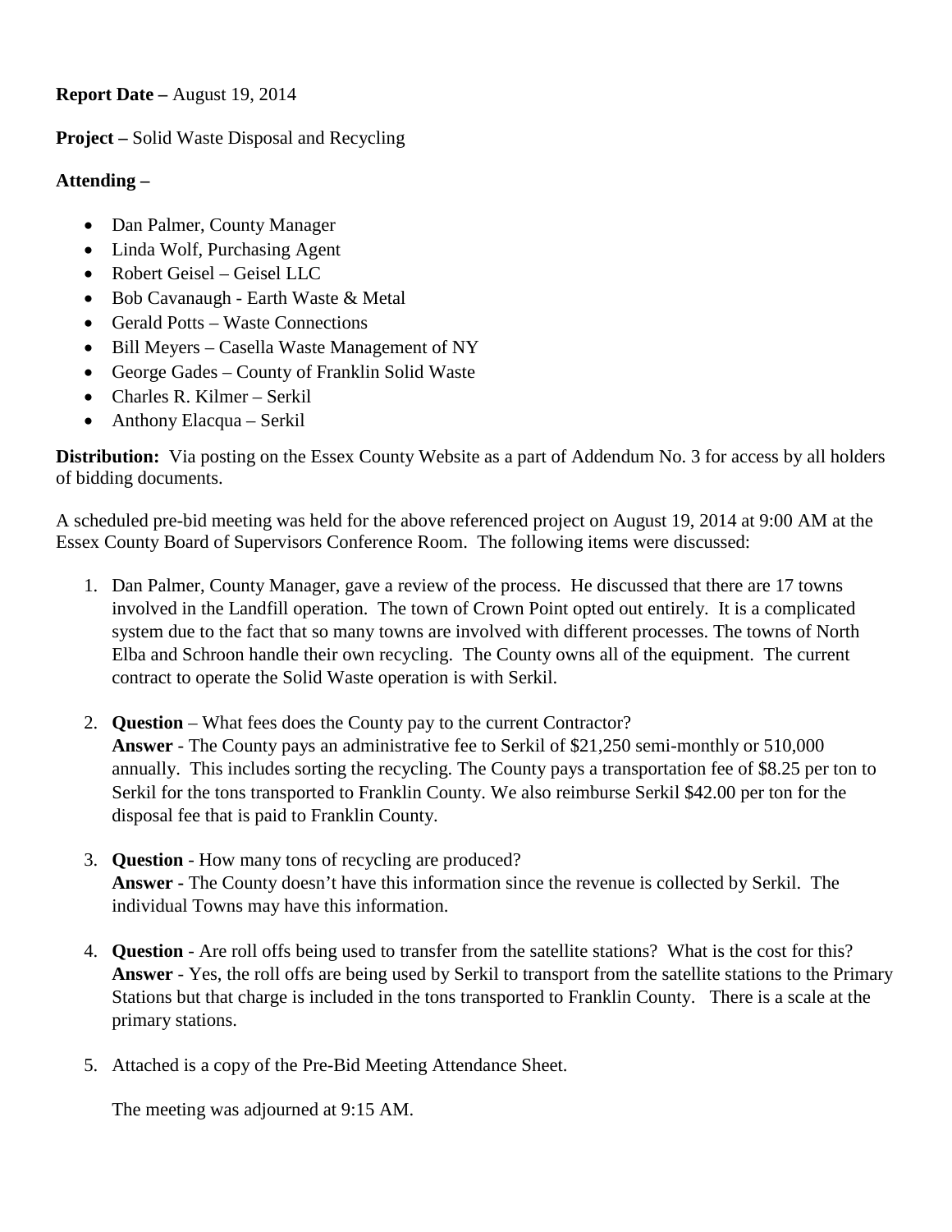**Report Date –** August 19, 2014

**Project –** Solid Waste Disposal and Recycling

**Attending –**

- Dan Palmer, County Manager
- Linda Wolf, Purchasing Agent
- Robert Geisel – Geisel LLC
- Bob Cavanaugh - Earth Waste & Metal
- Gerald Potts – Waste Connections
- Bill Meyers – Casella Waste Management of NY
- George Gades – County of Franklin Solid Waste
- Charles R. Kilmer – Serkil
- Anthony Elacqua – Serkil

**Distribution:** Via posting on the Essex County Website as a part of Addendum No. 3 for access by all holders of bidding documents.

A scheduled pre-bid meeting was held for the above referenced project on August 19, 2014 at 9:00 AM at the Essex County Board of Supervisors Conference Room. The following items were discussed:

1. Dan Palmer, County Manager, gave a review of the process. He discussed that there are 17 towns involved in the Landfill operation. The town of Crown Point opted out entirely. It is a complicated system due to the fact that so many towns are involved with different processes. The towns of North Elba and Schroon handle their own recycling. The County owns all of the equipment. The current contract to operate the Solid Waste operation is with Serkil.

2. **Question** – What fees does the County pay to the current Contractor?
   **Answer** - The County pays an administrative fee to Serkil of $21,250 semi-monthly or 510,000 annually. This includes sorting the recycling. The County pays a transportation fee of $8.25 per ton to Serkil for the tons transported to Franklin County. We also reimburse Serkil $42.00 per ton for the disposal fee that is paid to Franklin County.

3. **Question** - How many tons of recycling are produced?
   **Answer -** The County doesn't have this information since the revenue is collected by Serkil. The individual Towns may have this information.

4. **Question** - Are roll offs being used to transfer from the satellite stations? What is the cost for this?
   **Answer** - Yes, the roll offs are being used by Serkil to transport from the satellite stations to the Primary Stations but that charge is included in the tons transported to Franklin County. There is a scale at the primary stations.

5. Attached is a copy of the Pre-Bid Meeting Attendance Sheet.

   The meeting was adjourned at 9:15 AM.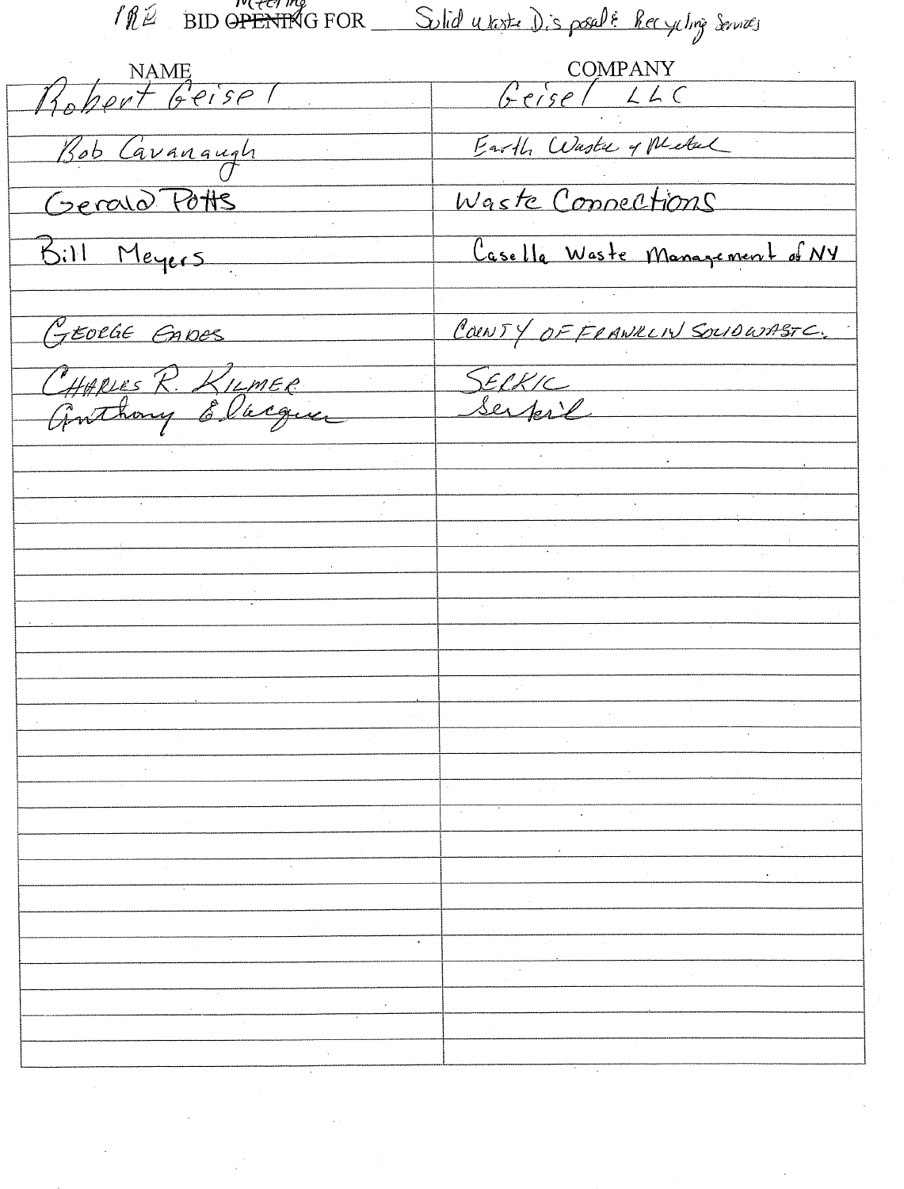PRE BID ~~OPENING~~ Meeting FOR Solid Waste Disposal & Recycling Services

| NAME | COMPANY |
|---|---|
| Robert Geisel | Geisel LLC |
| Bob Cavanaugh | Earth Waste & Metal |
| Gerald Potts | Waste Connections |
| Bill Meyers | Casella Waste Management of NY |
| GEORGE EADES | COUNTY OF FRANKLIN SOLIDWASTE |
| CHARLES R. KILMER | SERKIL |
| Anthony Elacqua | Serkil |